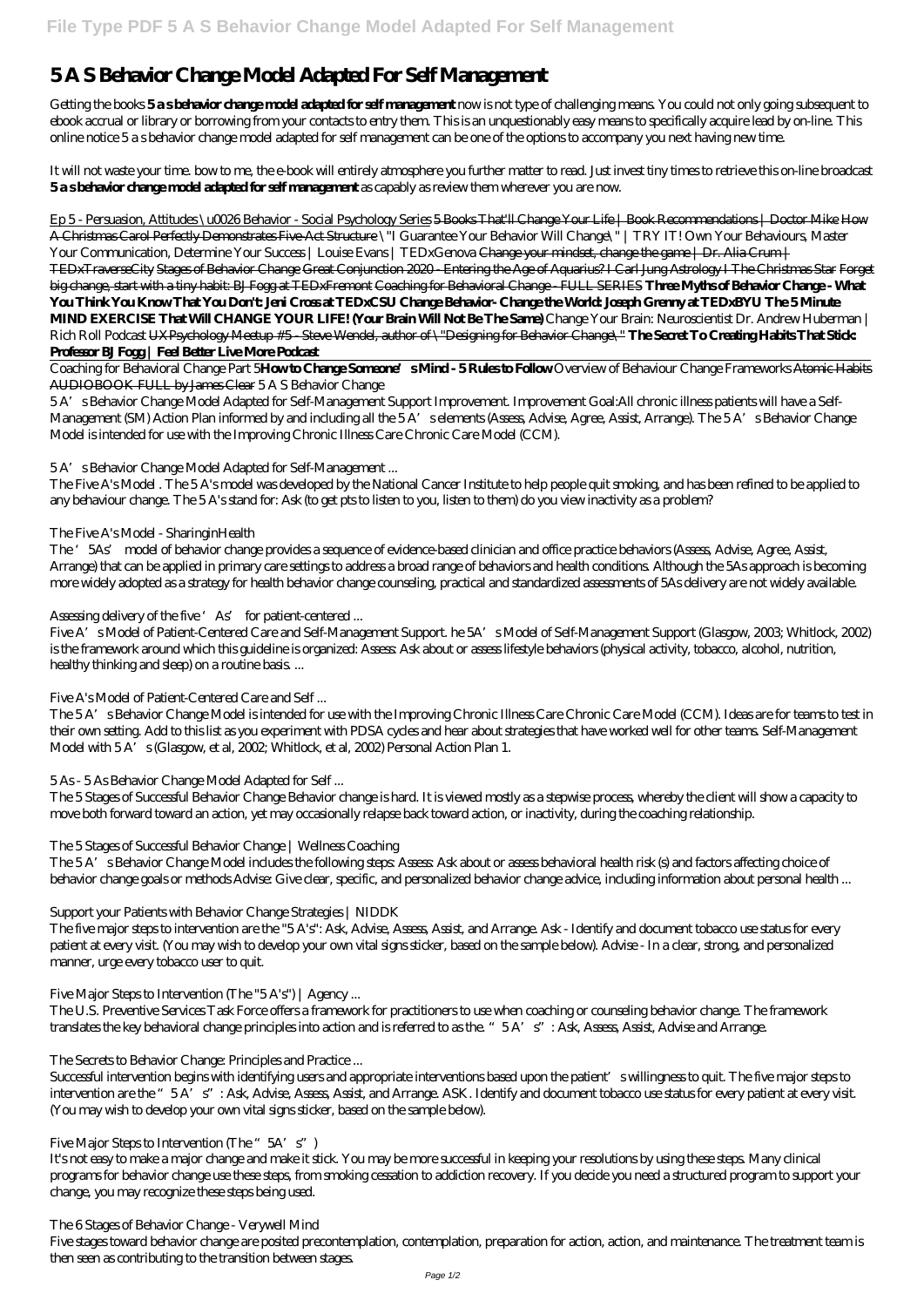# 5 A S Behavior Change Model Adapted For Self Management

Getting the books **5 a s behavior change model adapted for self management** now is not type of challenging means. You could not only going subsequent to ebook accrual or library or borrowing from your contacts to entry them. This is an unquestionably easy means to specifically acquire lead by on-line. This online notice 5 a s behavior change model adapted for self management can be one of the options to accompany you next having new time.

It will not waste your time. bow to me, the e-book will entirely atmosphere you further matter to read. Just invest tiny times to retrieve this on-line broadcast **5 a s behavior change model adapted for self management** as capably as review them wherever you are now.

Ep 5 - Persuasion, Attitudes \u0026 Behavior - Social Psychology Series 5 Books That'll Change Your Life | Book Recommendations | Doctor Mike How A Christmas Carol Perfectly Demonstrates Five-Act Structure *\"I Guarantee Your Behavior Will Change\" | TRY IT! Own Your Behaviours, Master Your Communication, Determine Your Success | Louise Evans | TEDxGenova* Change your mindset, change the game | Dr. Alia Crum | TEDxTraverseCity Stages of Behavior Change Great Conjunction 2020 - Entering the Age of Aquarius? I Carl Jung Astrology I The Christmas Star Forget big change, start with a tiny habit: BJ Fogg at TEDxFremont Coaching for Behavioral Change - FULL SERIES **Three Myths of Behavior Change - What You Think You Know That You Don't: Jeni Cross at TEDxCSU Change Behavior- Change the World: Joseph Grenny at TEDxBYU The 5 Minute MIND EXERCISE That Will CHANGE YOUR LIFE! (Your Brain Will Not Be The Same)** *Change Your Brain: Neuroscientist Dr. Andrew Huberman | Rich Roll Podcast* UXPsychology Meetup #5 - Steve Wendel, author of \"Designing for Behavior Change\" **The Secret To Creating Habits That Stick: Professor BJ Fogg | Feel Better Live More Podcast**

Coaching for Behavioral Change Part 5**How to Change Someone's Mind - 5 Rules to Follow** *Overview of Behaviour Change Frameworks* Atomic Habits AUDIOBOOK FULL by James Clear *5 A S Behavior Change*

5 A's Behavior Change Model Adapted for Self-Management Support Improvement. Improvement Goal:All chronic illness patients will have a Self-Management (SM) Action Plan informed by and including all the 5 A's elements (Assess, Advise, Agree, Assist, Arrange). The 5 A's Behavior Change Model is intended for use with the Improving Chronic Illness Care Chronic Care Model (CCM).

*5 A's Behavior Change Model Adapted for Self-Management ...*

The Five A's Model . The 5 A's model was developed by the National Cancer Institute to help people quit smoking, and has been refined to be applied to any behaviour change. The 5 A's stand for: Ask (to get pts to listen to you, listen to them) do you view inactivity as a problem?

*The Five A's Model - SharinginHealth*

The '5As' model of behavior change provides a sequence of evidence-based clinician and office practice behaviors (Assess, Advise, Agree, Assist, Arrange) that can be applied in primary care settings to address a broad range of behaviors and health conditions. Although the 5As approach is becoming more widely adopted as a strategy for health behavior change counseling, practical and standardized assessments of 5As delivery are not widely available.

*Assessing delivery of the five 'As' for patient-centered ...*

Five A's Model of Patient-Centered Care and Self-Management Support. he 5A's Model of Self-Management Support (Glasgow, 2003; Whitlock, 2002) is the framework around which this guideline is organized: Assess: Ask about or assess lifestyle behaviors (physical activity, tobacco, alcohol, nutrition, healthy thinking and sleep) on a routine basis. ...

*Five A's Model of Patient-Centered Care and Self ...*

The 5 A's Behavior Change Model is intended for use with the Improving Chronic Illness Care Chronic Care Model (CCM). Ideas are for teams to test in their own setting. Add to this list as you experiment with PDSA cycles and hear about strategies that have worked well for other teams. Self-Management Model with 5 A's (Glasgow, et al, 2002; Whitlock, et al, 2002) Personal Action Plan 1.

*5 As - 5 As Behavior Change Model Adapted for Self ...*

The 5 Stages of Successful Behavior Change Behavior change is hard. It is viewed mostly as a stepwise process, whereby the client will show a capacity to move both forward toward an action, yet may occasionally relapse back toward action, or inactivity, during the coaching relationship.

*The 5 Stages of Successful Behavior Change | Wellness Coaching*

The 5 A's Behavior Change Model includes the following steps: Assess: Ask about or assess behavioral health risk (s) and factors affecting choice of behavior change goals or methods Advise: Give clear, specific, and personalized behavior change advice, including information about personal health ...

*Support your Patients with Behavior Change Strategies | NIDDK*

The five major steps to intervention are the "5 A's": Ask, Advise, Assess, Assist, and Arrange. Ask - Identify and document tobacco use status for every patient at every visit. (You may wish to develop your own vital signs sticker, based on the sample below). Advise - In a clear, strong, and personalized manner, urge every tobacco user to quit.

*Five Major Steps to Intervention (The "5 A's") | Agency ...*

The U.S. Preventive Services Task Force offers a framework for practitioners to use when coaching or counseling behavior change. The framework translates the key behavioral change principles into action and is referred to as the. "5 A's": Ask, Assess, Assist, Advise and Arrange.

*The Secrets to Behavior Change: Principles and Practice ...*

Successful intervention begins with identifying users and appropriate interventions based upon the patient's willingness to quit. The five major steps to intervention are the "5 A's": Ask, Advise, Assess, Assist, and Arrange. ASK. Identify and document tobacco use status for every patient at every visit. (You may wish to develop your own vital signs sticker, based on the sample below).

*Five Major Steps to Intervention (The "5A's")*

It's not easy to make a major change and make it stick. You may be more successful in keeping your resolutions by using these steps. Many clinical programs for behavior change use these steps, from smoking cessation to addiction recovery. If you decide you need a structured program to support your change, you may recognize these steps being used.

*The 6 Stages of Behavior Change - Verywell Mind*

Five stages toward behavior change are posited precontemplation, contemplation, preparation for action, action, and maintenance. The treatment team is then seen as contributing to the transition between stages.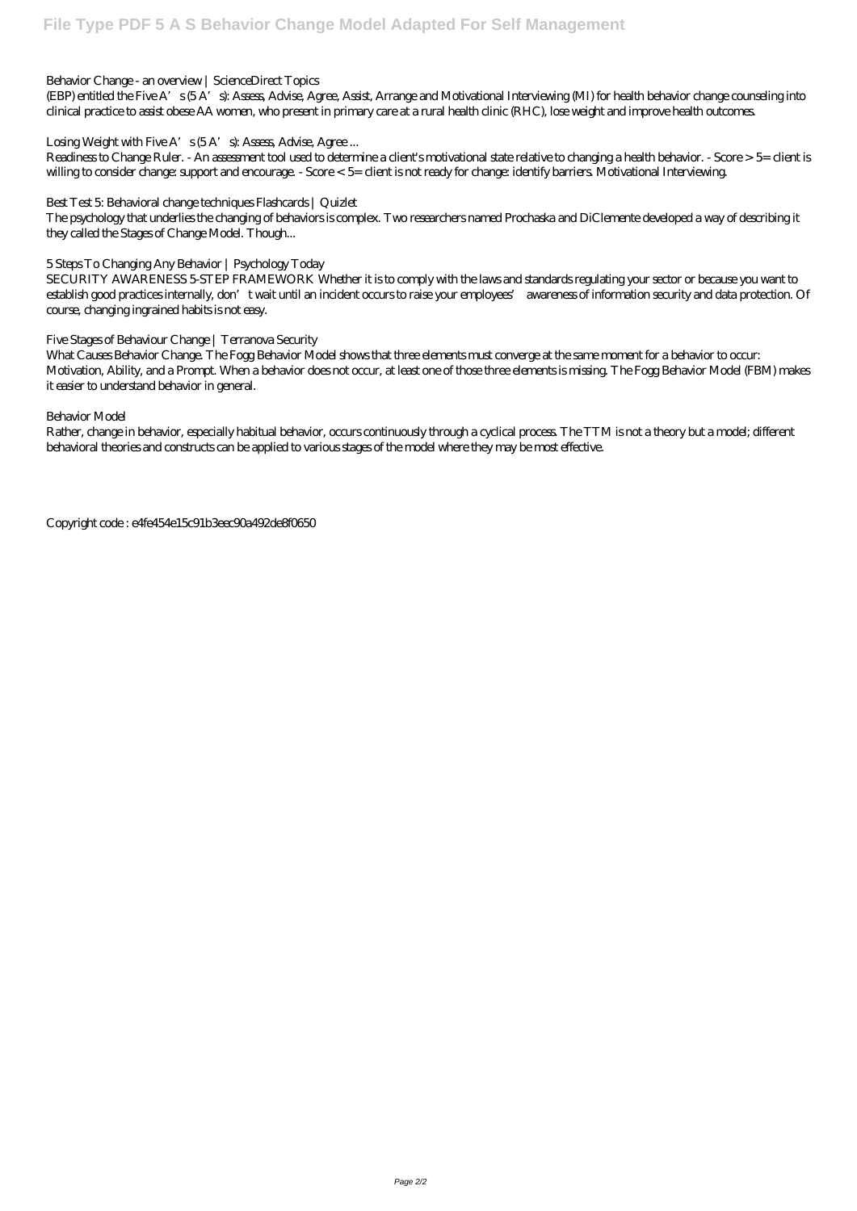**Behavior Change - an overview | ScienceDirect Topics**

(EBP) entitled the Five A's (5 A's): Assess, Advise, Agree, Assist, Arrange and Motivational Interviewing (MI) for health behavior change counseling into clinical practice to assist obese AA women, who present in primary care at a rural health clinic (RHC), lose weight and improve health outcomes.

**Losing Weight with Five A's (5 A's): Assess, Advise, Agree ...**

Readiness to Change Ruler. - An assessment tool used to determine a client's motivational state relative to changing a health behavior. - Score > 5= client is willing to consider change: support and encourage. - Score < 5= client is not ready for change: identify barriers. Motivational Interviewing.

**Best Test 5: Behavioral change techniques Flashcards | Quizlet**

The psychology that underlies the changing of behaviors is complex. Two researchers named Prochaska and DiClemente developed a way of describing it they called the Stages of Change Model. Though...

**5 Steps To Changing Any Behavior | Psychology Today**

SECURITY AWARENESS 5-STEP FRAMEWORK Whether it is to comply with the laws and standards regulating your sector or because you want to establish good practices internally, don't wait until an incident occurs to raise your employees' awareness of information security and data protection. Of course, changing ingrained habits is not easy.

**Five Stages of Behaviour Change | Terranova Security**

What Causes Behavior Change. The Fogg Behavior Model shows that three elements must converge at the same moment for a behavior to occur: Motivation, Ability, and a Prompt. When a behavior does not occur, at least one of those three elements is missing. The Fogg Behavior Model (FBM) makes it easier to understand behavior in general.

**Behavior Model**

Rather, change in behavior, especially habitual behavior, occurs continuously through a cyclical process. The TTM is not a theory but a model; different behavioral theories and constructs can be applied to various stages of the model where they may be most effective.

Copyright code : e4fe454e15c91b3eec90a492de8f0650